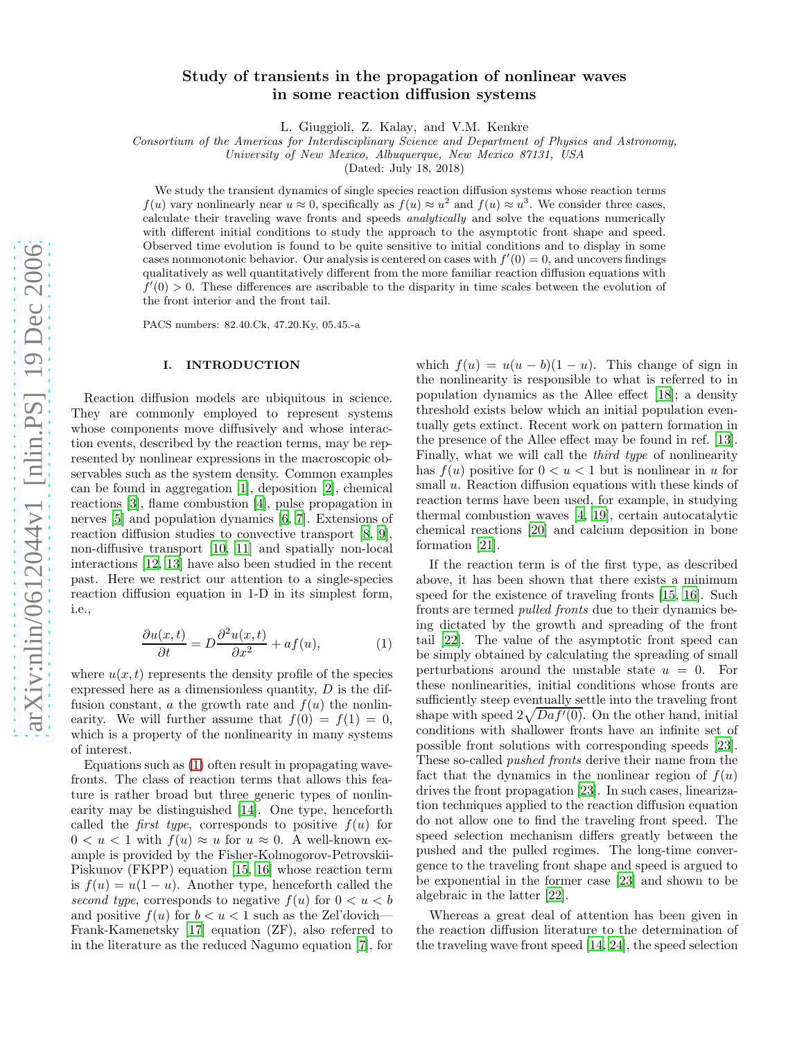# Study of transients in the propagation of nonlinear waves in some reaction diffusion systems

L. Giuggioli, Z. Kalay, and V.M. Kenkre

*Consortium of the Americas for Interdisciplinary Science and Department of Physics and Astronomy, University of New Mexico, Albuquerque, New Mexico 87131, USA*

(Dated: July 18, 2018)

We study the transient dynamics of single species reaction diffusion systems whose reaction terms $f(u)$ vary nonlinearly near $u \approx 0$, specifically as $f(u) \approx u^2$ and $f(u) \approx u^3$. We consider three cases, calculate their traveling wave fronts and speeds *analytically* and solve the equations numerically with different initial conditions to study the approach to the asymptotic front shape and speed. Observed time evolution is found to be quite sensitive to initial conditions and to display in some cases nonmonotonic behavior. Our analysis is centered on cases with $f'(0) = 0$, and uncovers findings qualitatively as well quantitatively different from the more familiar reaction diffusion equations with $f'(0) > 0$. These differences are ascribable to the disparity in time scales between the evolution of the front interior and the front tail.

PACS numbers: 82.40.Ck, 47.20.Ky, 05.45.-a

## I. INTRODUCTION

Reaction diffusion models are ubiquitous in science. They are commonly employed to represent systems whose components move diffusively and whose interaction events, described by the reaction terms, may be represented by nonlinear expressions in the macroscopic observables such as the system density. Common examples can be found in aggregation [1], deposition [2], chemical reactions [3], flame combustion [4], pulse propagation in nerves [5] and population dynamics [6, 7]. Extensions of reaction diffusion studies to convective transport [8, 9], non-diffusive transport [10, 11] and spatially non-local interactions [12, 13] have also been studied in the recent past. Here we restrict our attention to a single-species reaction diffusion equation in 1-D in its simplest form, i.e.,

$$\frac{\partial u(x,t)}{\partial t} = D\frac{\partial^2 u(x,t)}{\partial x^2} + af(u), \tag{1}$$

where $u(x,t)$ represents the density profile of the species expressed here as a dimensionless quantity, $D$ is the diffusion constant, $a$ the growth rate and $f(u)$ the nonlinearity. We will further assume that $f(0) = f(1) = 0$, which is a property of the nonlinearity in many systems of interest.

Equations such as (1) often result in propagating wavefronts. The class of reaction terms that allows this feature is rather broad but three generic types of nonlinearity may be distinguished [14]. One type, henceforth called the *first type*, corresponds to positive $f(u)$ for $0 < u < 1$ with $f(u) \approx u$ for $u \approx 0$. A well-known example is provided by the Fisher-Kolmogorov-Petrovskii-Piskunov (FKPP) equation [15, 16] whose reaction term is $f(u) = u(1-u)$. Another type, henceforth called the *second type*, corresponds to negative $f(u)$ for $0 < u < b$ and positive $f(u)$ for $b < u < 1$ such as the Zel'dovich—Frank-Kamenetsky [17] equation (ZF), also referred to in the literature as the reduced Nagumo equation [7], for which $f(u) = u(u-b)(1-u)$. This change of sign in the nonlinearity is responsible to what is referred to in population dynamics as the Allee effect [18]; a density threshold exists below which an initial population eventually gets extinct. Recent work on pattern formation in the presence of the Allee effect may be found in ref. [13]. Finally, what we will call the *third type* of nonlinearity has $f(u)$ positive for $0 < u < 1$ but is nonlinear in $u$ for small $u$. Reaction diffusion equations with these kinds of reaction terms have been used, for example, in studying thermal combustion waves [4, 19], certain autocatalytic chemical reactions [20] and calcium deposition in bone formation [21].

If the reaction term is of the first type, as described above, it has been shown that there exists a minimum speed for the existence of traveling fronts [15, 16]. Such fronts are termed *pulled fronts* due to their dynamics being dictated by the growth and spreading of the front tail [22]. The value of the asymptotic front speed can be simply obtained by calculating the spreading of small perturbations around the unstable state $u = 0$. For these nonlinearities, initial conditions whose fronts are sufficiently steep eventually settle into the traveling front shape with speed $2\sqrt{Daf'(0)}$. On the other hand, initial conditions with shallower fronts have an infinite set of possible front solutions with corresponding speeds [23]. These so-called pushed fronts derive their name from the fact that the dynamics in the nonlinear region of $f(u)$ drives the front propagation [23]. In such cases, linearization techniques applied to the reaction diffusion equation do not allow one to find the traveling front speed. The speed selection mechanism differs greatly between the pushed and the pulled regimes. The long-time convergence to the traveling front shape and speed is argued to be exponential in the former case [23] and shown to be algebraic in the latter [22].

Whereas a great deal of attention has been given in the reaction diffusion literature to the determination of the traveling wave front speed [14, 24], the speed selection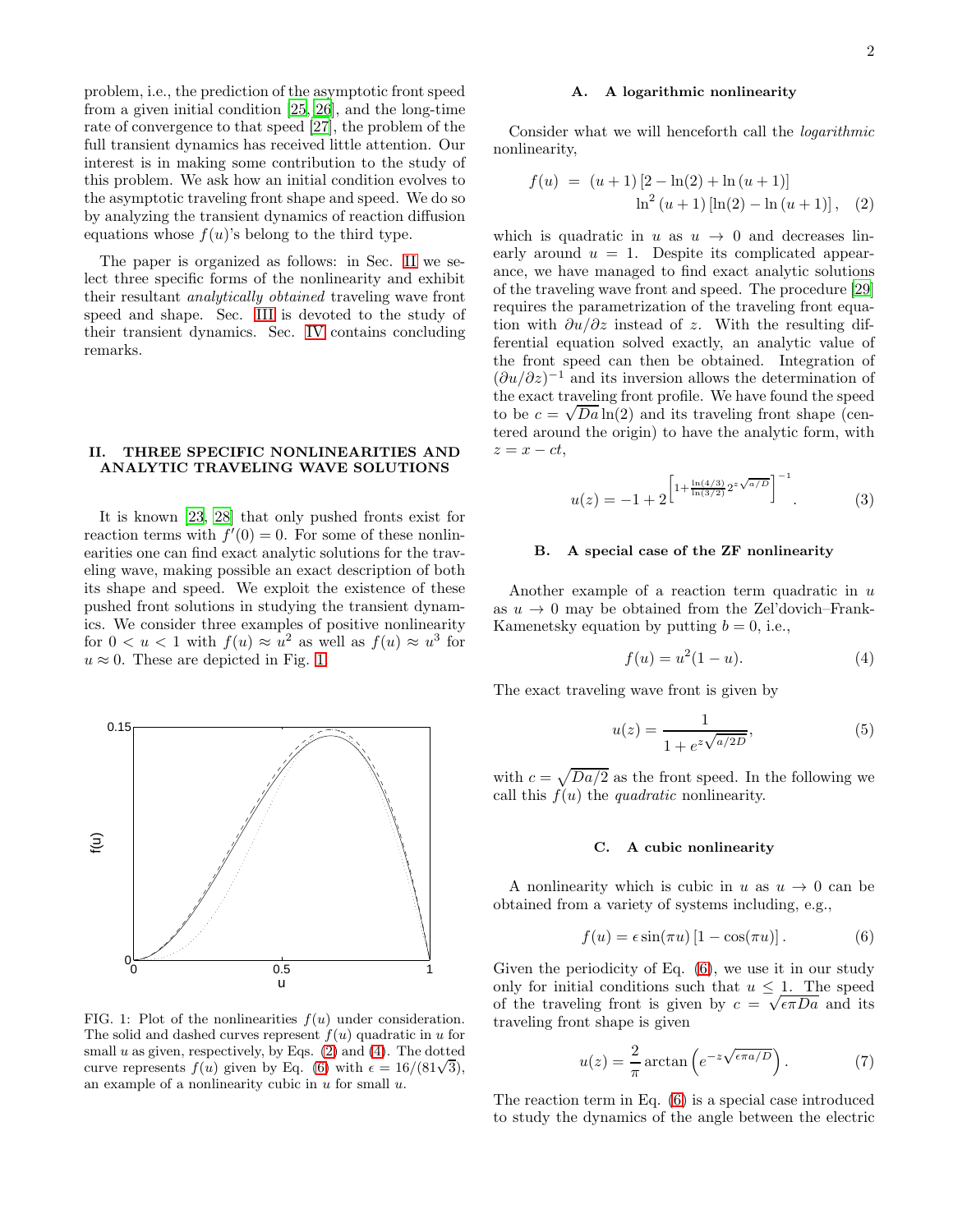problem, i.e., the prediction of the asymptotic front speed from a given initial condition [25, 26], and the long-time rate of convergence to that speed [27], the problem of the full transient dynamics has received little attention. Our interest is in making some contribution to the study of this problem. We ask how an initial condition evolves to the asymptotic traveling front shape and speed. We do so by analyzing the transient dynamics of reaction diffusion equations whose $f(u)$'s belong to the third type.

The paper is organized as follows: in Sec. II we select three specific forms of the nonlinearity and exhibit their resultant *analytically obtained* traveling wave front speed and shape. Sec. III is devoted to the study of their transient dynamics. Sec. IV contains concluding remarks.

## II. THREE SPECIFIC NONLINEARITIES AND ANALYTIC TRAVELING WAVE SOLUTIONS

It is known [23, 28] that only pushed fronts exist for reaction terms with $f'(0) = 0$. For some of these nonlinearities one can find exact analytic solutions for the traveling wave, making possible an exact description of both its shape and speed. We exploit the existence of these pushed front solutions in studying the transient dynamics. We consider three examples of positive nonlinearity for $0 < u < 1$ with $f(u) \approx u^2$ as well as $f(u) \approx u^3$ for $u \approx 0$. These are depicted in Fig. 1.

FIG. 1: Plot of the nonlinearities $f(u)$ under consideration. The solid and dashed curves represent $f(u)$ quadratic in $u$ for small $u$ as given, respectively, by Eqs. (2) and (4). The dotted curve represents $f(u)$ given by Eq. (6) with $\epsilon = 16/(81\sqrt{3})$, an example of a nonlinearity cubic in $u$ for small $u$.

### A. A logarithmic nonlinearity

Consider what we will henceforth call the *logarithmic* nonlinearity,

$$f(u) = (u+1)\left[2 - \ln(2) + \ln(u+1)\right] \ln^2(u+1)\left[\ln(2) - \ln(u+1)\right], \quad (2)$$

which is quadratic in $u$ as $u \to 0$ and decreases linearly around $u = 1$. Despite its complicated appearance, we have managed to find exact analytic solutions of the traveling wave front and speed. The procedure [29] requires the parametrization of the traveling front equation with $\partial u/\partial z$ instead of $z$. With the resulting differential equation solved exactly, an analytic value of the front speed can then be obtained. Integration of $(\partial u/\partial z)^{-1}$ and its inversion allows the determination of the exact traveling front profile. We have found the speed to be $c = \sqrt{Da}\ln(2)$ and its traveling front shape (centered around the origin) to have the analytic form, with $z = x - ct$,

$$u(z) = -1 + 2^{\left[1 + \frac{\ln(4/3)}{\ln(3/2)} 2^{z\sqrt{a/D}}\right]^{-1}}. \quad (3)$$

### B. A special case of the ZF nonlinearity

Another example of a reaction term quadratic in $u$ as $u \to 0$ may be obtained from the Zel'dovich–Frank-Kamenetsky equation by putting $b = 0$, i.e.,

$$f(u) = u^2(1-u). \quad (4)$$

The exact traveling wave front is given by

$$u(z) = \frac{1}{1 + e^{z\sqrt{a/2D}}}, \quad (5)$$

with $c = \sqrt{Da/2}$ as the front speed. In the following we call this $f(u)$ the *quadratic* nonlinearity.

### C. A cubic nonlinearity

A nonlinearity which is cubic in $u$ as $u \to 0$ can be obtained from a variety of systems including, e.g.,

$$f(u) = \epsilon \sin(\pi u)\left[1 - \cos(\pi u)\right]. \quad (6)$$

Given the periodicity of Eq. (6), we use it in our study only for initial conditions such that $u \leq 1$. The speed of the traveling front is given by $c = \sqrt{\epsilon \pi D a}$ and its traveling front shape is given

$$u(z) = \frac{2}{\pi}\arctan\left(e^{-z\sqrt{\epsilon\pi a/D}}\right). \quad (7)$$

The reaction term in Eq. (6) is a special case introduced to study the dynamics of the angle between the electric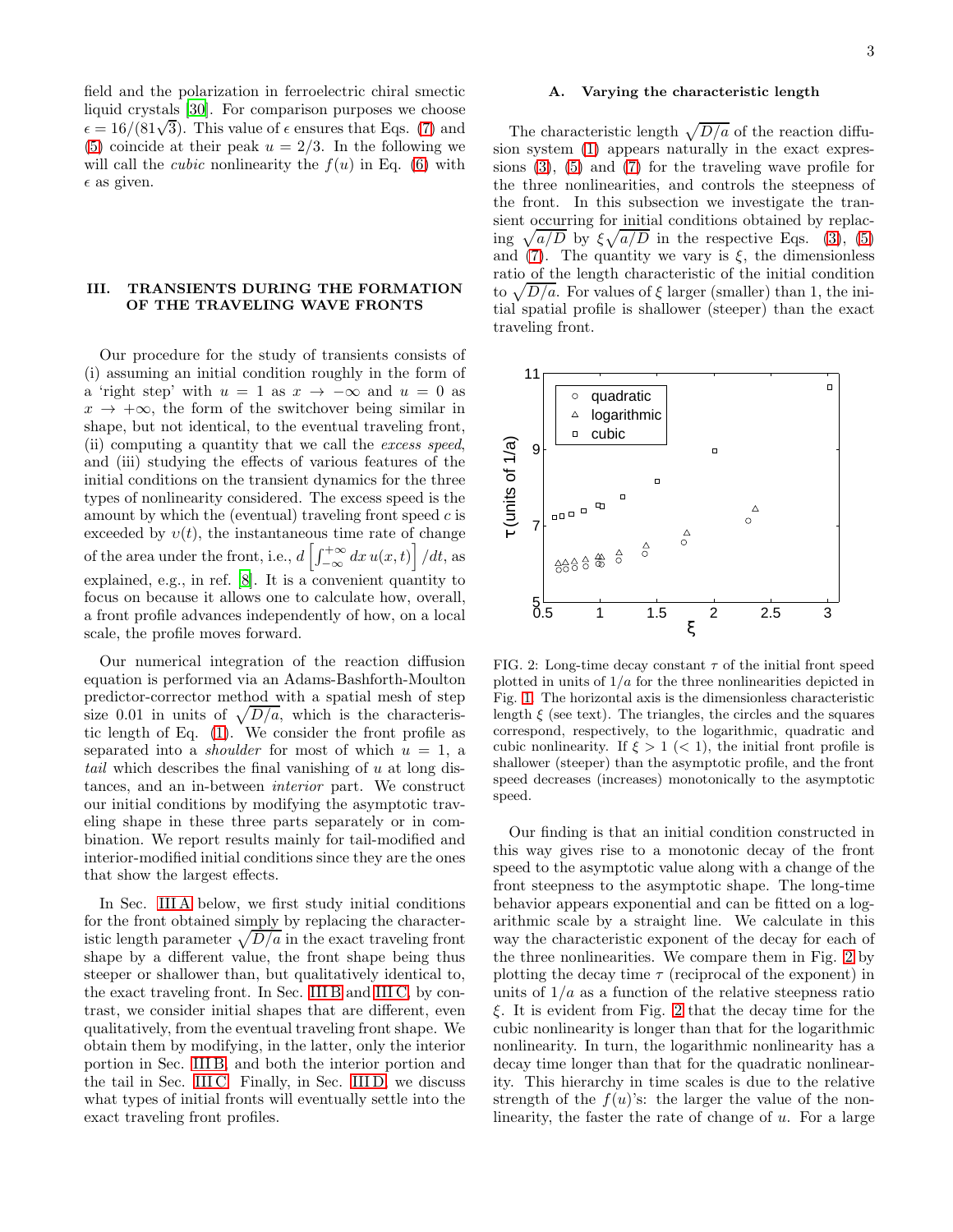field and the polarization in ferroelectric chiral smectic liquid crystals [30]. For comparison purposes we choose $\epsilon = 16/(81\sqrt{3})$. This value of $\epsilon$ ensures that Eqs. (7) and (5) coincide at their peak $u = 2/3$. In the following we will call the *cubic* nonlinearity the $f(u)$ in Eq. (6) with $\epsilon$ as given.

## III. TRANSIENTS DURING THE FORMATION OF THE TRAVELING WAVE FRONTS

Our procedure for the study of transients consists of (i) assuming an initial condition roughly in the form of a 'right step' with $u = 1$ as $x \to -\infty$ and $u = 0$ as $x \to +\infty$, the form of the switchover being similar in shape, but not identical, to the eventual traveling front, (ii) computing a quantity that we call the *excess speed*, and (iii) studying the effects of various features of the initial conditions on the transient dynamics for the three types of nonlinearity considered. The excess speed is the amount by which the (eventual) traveling front speed $c$ is exceeded by $v(t)$, the instantaneous time rate of change of the area under the front, i.e., $d\left[\int_{-\infty}^{+\infty} dx\, u(x,t)\right]/dt$, as explained, e.g., in ref. [8]. It is a convenient quantity to focus on because it allows one to calculate how, overall, a front profile advances independently of how, on a local scale, the profile moves forward.

Our numerical integration of the reaction diffusion equation is performed via an Adams-Bashforth-Moulton predictor-corrector method with a spatial mesh of step size 0.01 in units of $\sqrt{D/a}$, which is the characteristic length of Eq. (1). We consider the front profile as separated into a *shoulder* for most of which $u = 1$, a *tail* which describes the final vanishing of $u$ at long distances, and an in-between *interior* part. We construct our initial conditions by modifying the asymptotic traveling shape in these three parts separately or in combination. We report results mainly for tail-modified and interior-modified initial conditions since they are the ones that show the largest effects.

In Sec. III A below, we first study initial conditions for the front obtained simply by replacing the characteristic length parameter $\sqrt{D/a}$ in the exact traveling front shape by a different value, the front shape being thus steeper or shallower than, but qualitatively identical to, the exact traveling front. In Sec. III B and III C, by contrast, we consider initial shapes that are different, even qualitatively, from the eventual traveling front shape. We obtain them by modifying, in the latter, only the interior portion in Sec. III B, and both the interior portion and the tail in Sec. III C. Finally, in Sec. III D, we discuss what types of initial fronts will eventually settle into the exact traveling front profiles.

### A. Varying the characteristic length

The characteristic length $\sqrt{D/a}$ of the reaction diffusion system (1) appears naturally in the exact expressions (3), (5) and (7) for the traveling wave profile for the three nonlinearities, and controls the steepness of the front. In this subsection we investigate the transient occurring for initial conditions obtained by replacing $\sqrt{a/D}$ by $\xi\sqrt{a/D}$ in the respective Eqs. (3), (5) and (7). The quantity we vary is $\xi$, the dimensionless ratio of the length characteristic of the initial condition to $\sqrt{D/a}$. For values of $\xi$ larger (smaller) than 1, the initial spatial profile is shallower (steeper) than the exact traveling front.

FIG. 2: Long-time decay constant $\tau$ of the initial front speed plotted in units of $1/a$ for the three nonlinearities depicted in Fig. 1. The horizontal axis is the dimensionless characteristic length $\xi$ (see text). The triangles, the circles and the squares correspond, respectively, to the logarithmic, quadratic and cubic nonlinearity. If $\xi > 1$ ($< 1$), the initial front profile is shallower (steeper) than the asymptotic profile, and the front speed decreases (increases) monotonically to the asymptotic speed.

Our finding is that an initial condition constructed in this way gives rise to a monotonic decay of the front speed to the asymptotic value along with a change of the front steepness to the asymptotic shape. The long-time behavior appears exponential and can be fitted on a logarithmic scale by a straight line. We calculate in this way the characteristic exponent of the decay for each of the three nonlinearities. We compare them in Fig. 2 by plotting the decay time $\tau$ (reciprocal of the exponent) in units of $1/a$ as a function of the relative steepness ratio $\xi$. It is evident from Fig. 2 that the decay time for the cubic nonlinearity is longer than that for the logarithmic nonlinearity. In turn, the logarithmic nonlinearity has a decay time longer than that for the quadratic nonlinearity. This hierarchy in time scales is due to the relative strength of the $f(u)$'s: the larger the value of the nonlinearity, the faster the rate of change of $u$. For a large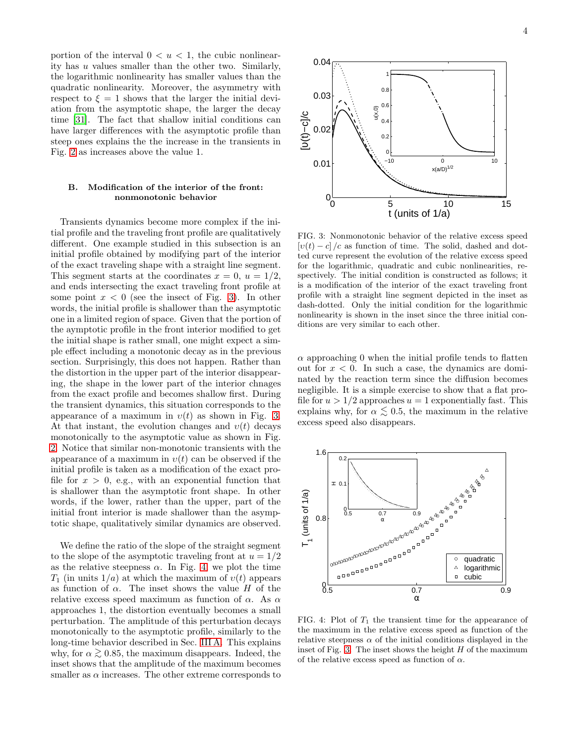portion of the interval $0 < u < 1$, the cubic nonlinearity has $u$ values smaller than the other two. Similarly, the logarithmic nonlinearity has smaller values than the quadratic nonlinearity. Moreover, the asymmetry with respect to $\xi = 1$ shows that the larger the initial deviation from the asymptotic shape, the larger the decay time [31]. The fact that shallow initial conditions can have larger differences with the asymptotic profile than steep ones explains the the increase in the transients in Fig. 2 as increases above the value 1.

### B. Modification of the interior of the front: nonmonotonic behavior

Transients dynamics become more complex if the initial profile and the traveling front profile are qualitatively different. One example studied in this subsection is an initial profile obtained by modifying part of the interior of the exact traveling shape with a straight line segment. This segment starts at the coordinates $x = 0$, $u = 1/2$, and ends intersecting the exact traveling front profile at some point $x < 0$ (see the insect of Fig. 3). In other words, the initial profile is shallower than the asymptotic one in a limited region of space. Given that the portion of the aymptotic profile in the front interior modified to get the initial shape is rather small, one might expect a simple effect including a monotonic decay as in the previous section. Surprisingly, this does not happen. Rather than the distortion in the upper part of the interior disappearing, the shape in the lower part of the interior chnages from the exact profile and becomes shallow first. During the transient dynamics, this situation corresponds to the appearance of a maximum in $v(t)$ as shown in Fig. 3. At that instant, the evolution changes and $v(t)$ decays monotonically to the asymptotic value as shown in Fig. 2. Notice that similar non-monotonic transients with the appearance of a maximum in $v(t)$ can be observed if the initial profile is taken as a modification of the exact profile for $x > 0$, e.g., with an exponential function that is shallower than the asymptotic front shape. In other words, if the lower, rather than the upper, part of the initial front interior is made shallower than the asymptotic shape, qualitatively similar dynamics are observed.

We define the ratio of the slope of the straight segment to the slope of the asymptotic traveling front at $u = 1/2$ as the relative steepness $\alpha$. In Fig. 4 we plot the time $T_1$ (in units $1/a$) at which the maximum of $v(t)$ appears as function of $\alpha$. The inset shows the value $H$ of the relative excess speed maximum as function of $\alpha$. As $\alpha$ approaches 1, the distortion eventually becomes a small perturbation. The amplitude of this perturbation decays monotonically to the asymptotic profile, similarly to the long-time behavior described in Sec. III A. This explains why, for $\alpha \gtrsim 0.85$, the maximum disappears. Indeed, the inset shows that the amplitude of the maximum becomes smaller as $\alpha$ increases. The other extreme corresponds to $\alpha$ approaching 0 when the initial profile tends to flatten out for $x < 0$. In such a case, the dynamics are dominated by the reaction term since the diffusion becomes negligible. It is a simple exercise to show that a flat profile for $u > 1/2$ approaches $u = 1$ exponentially fast. This explains why, for $\alpha \lesssim 0.5$, the maximum in the relative excess speed also disappears.

FIG. 3: Nonmonotonic behavior of the relative excess speed $[v(t) - c]/c$ as function of time. The solid, dashed and dotted curve represent the evolution of the relative excess speed for the logarithmic, quadratic and cubic nonlinearities, respectively. The initial condition is constructed as follows; it is a modification of the interior of the exact traveling front profile with a straight line segment depicted in the inset as dash-dotted. Only the initial condition for the logarithmic nonlinearity is shown in the inset since the three initial conditions are very similar to each other.

FIG. 4: Plot of $T_1$ the transient time for the appearance of the maximum in the relative excess speed as function of the relative steepness $\alpha$ of the initial conditions displayed in the inset of Fig. 3. The inset shows the height $H$ of the maximum of the relative excess speed as function of $\alpha$.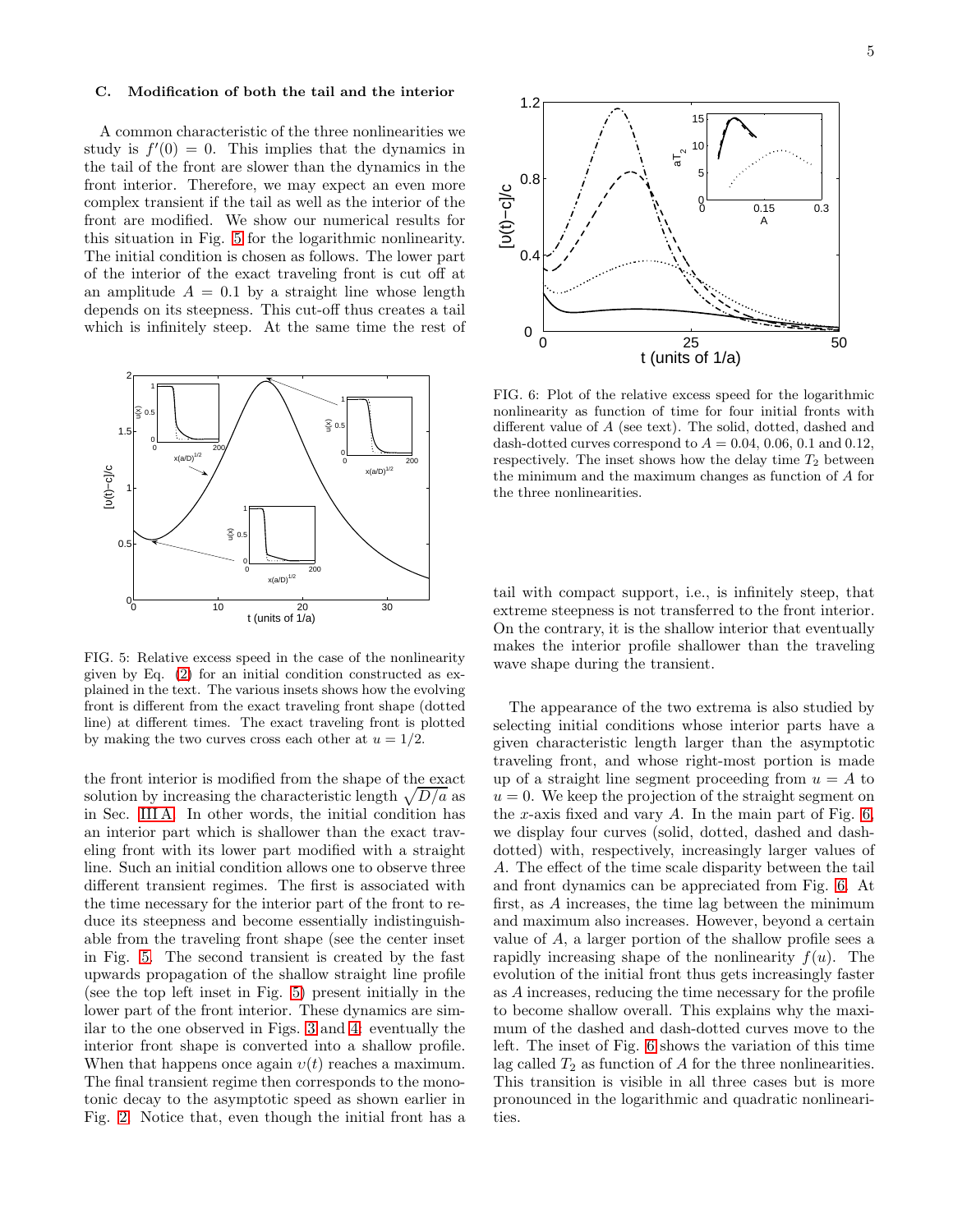### C. Modification of both the tail and the interior

A common characteristic of the three nonlinearities we study is $f'(0) = 0$. This implies that the dynamics in the tail of the front are slower than the dynamics in the front interior. Therefore, we may expect an even more complex transient if the tail as well as the interior of the front are modified. We show our numerical results for this situation in Fig. 5 for the logarithmic nonlinearity. The initial condition is chosen as follows. The lower part of the interior of the exact traveling front is cut off at an amplitude $A = 0.1$ by a straight line whose length depends on its steepness. This cut-off thus creates a tail which is infinitely steep. At the same time the rest of the front interior is modified from the shape of the exact solution by increasing the characteristic length $\sqrt{D/a}$ as in Sec. III A. In other words, the initial condition has an interior part which is shallower than the exact traveling front with its lower part modified with a straight line. Such an initial condition allows one to observe three different transient regimes. The first is associated with the time necessary for the interior part of the front to reduce its steepness and become essentially indistinguishable from the traveling front shape (see the center inset in Fig. 5. The second transient is created by the fast upwards propagation of the shallow straight line profile (see the top left inset in Fig. 5) present initially in the lower part of the front interior. These dynamics are similar to the one observed in Figs. 3 and 4: eventually the interior front shape is converted into a shallow profile. When that happens once again $v(t)$ reaches a maximum. The final transient regime then corresponds to the monotonic decay to the asymptotic speed as shown earlier in Fig. 2. Notice that, even though the initial front has a tail with compact support, i.e., is infinitely steep, that extreme steepness is not transferred to the front interior. On the contrary, it is the shallow interior that eventually makes the interior profile shallower than the traveling wave shape during the transient.

FIG. 5: Relative excess speed in the case of the nonlinearity given by Eq. (2) for an initial condition constructed as explained in the text. The various insets shows how the evolving front is different from the exact traveling front shape (dotted line) at different times. The exact traveling front is plotted by making the two curves cross each other at $u = 1/2$.

The appearance of the two extrema is also studied by selecting initial conditions whose interior parts have a given characteristic length larger than the asymptotic traveling front, and whose right-most portion is made up of a straight line segment proceeding from $u = A$ to $u = 0$. We keep the projection of the straight segment on the $x$-axis fixed and vary $A$. In the main part of Fig. 6, we display four curves (solid, dotted, dashed and dash-dotted) with, respectively, increasingly larger values of $A$. The effect of the time scale disparity between the tail and front dynamics can be appreciated from Fig. 6. At first, as $A$ increases, the time lag between the minimum and maximum also increases. However, beyond a certain value of $A$, a larger portion of the shallow profile sees a rapidly increasing shape of the nonlinearity $f(u)$. The evolution of the initial front thus gets increasingly faster as $A$ increases, reducing the time necessary for the profile to become shallow overall. This explains why the maximum of the dashed and dash-dotted curves move to the left. The inset of Fig. 6 shows the variation of this time lag called $T_2$ as function of $A$ for the three nonlinearities. This transition is visible in all three cases but is more pronounced in the logarithmic and quadratic nonlinearities.

FIG. 6: Plot of the relative excess speed for the logarithmic nonlinearity as function of time for four initial fronts with different value of $A$ (see text). The solid, dotted, dashed and dash-dotted curves correspond to $A = 0.04$, $0.06$, $0.1$ and $0.12$, respectively. The inset shows how the delay time $T_2$ between the minimum and the maximum changes as function of $A$ for the three nonlinearities.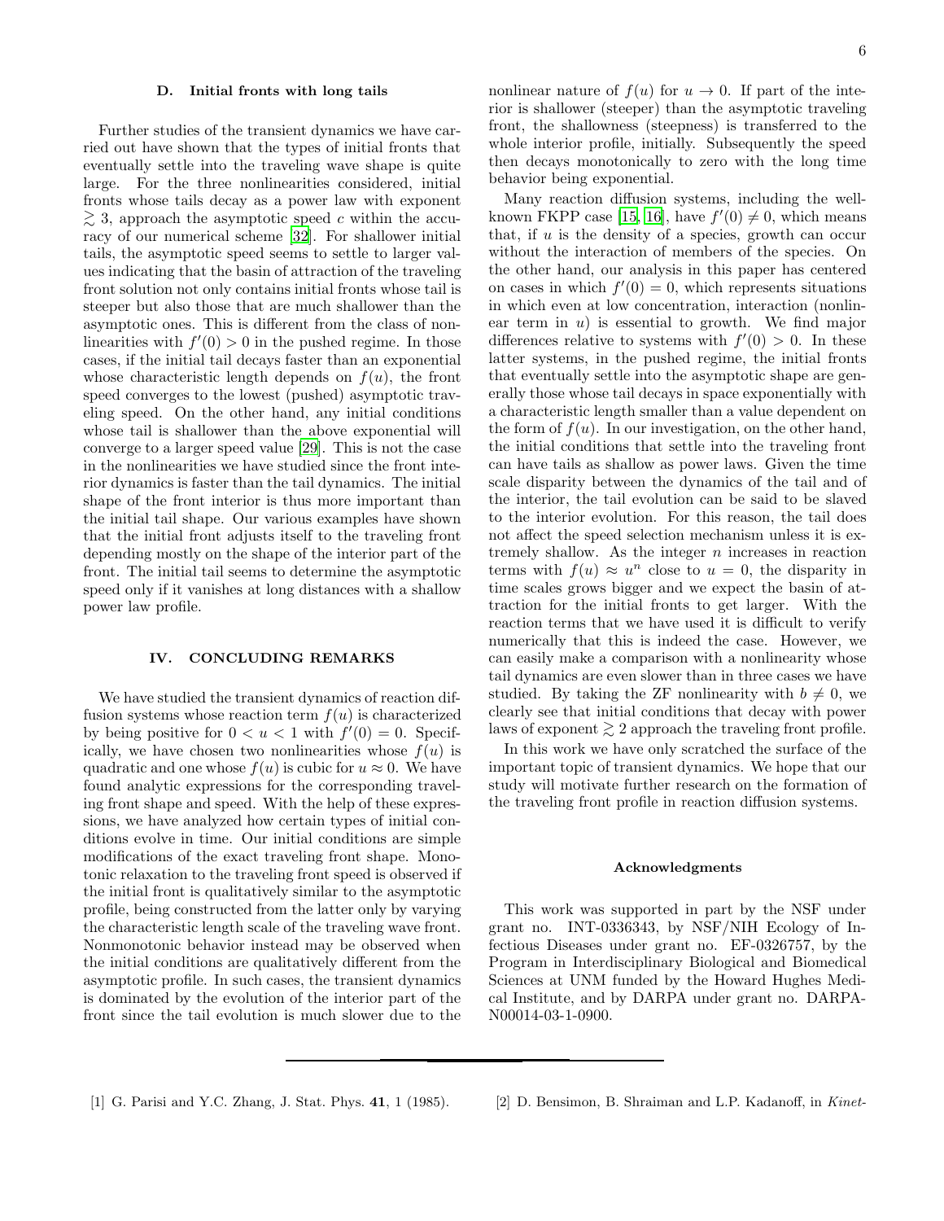### D. Initial fronts with long tails

Further studies of the transient dynamics we have carried out have shown that the types of initial fronts that eventually settle into the traveling wave shape is quite large. For the three nonlinearities considered, initial fronts whose tails decay as a power law with exponent $\gtrsim 3$, approach the asymptotic speed $c$ within the accuracy of our numerical scheme [32]. For shallower initial tails, the asymptotic speed seems to settle to larger values indicating that the basin of attraction of the traveling front solution not only contains initial fronts whose tail is steeper but also those that are much shallower than the asymptotic ones. This is different from the class of nonlinearities with $f'(0) > 0$ in the pushed regime. In those cases, if the initial tail decays faster than an exponential whose characteristic length depends on $f(u)$, the front speed converges to the lowest (pushed) asymptotic traveling speed. On the other hand, any initial conditions whose tail is shallower than the above exponential will converge to a larger speed value [29]. This is not the case in the nonlinearities we have studied since the front interior dynamics is faster than the tail dynamics. The initial shape of the front interior is thus more important than the initial tail shape. Our various examples have shown that the initial front adjusts itself to the traveling front depending mostly on the shape of the interior part of the front. The initial tail seems to determine the asymptotic speed only if it vanishes at long distances with a shallow power law profile.

## IV. CONCLUDING REMARKS

We have studied the transient dynamics of reaction diffusion systems whose reaction term $f(u)$ is characterized by being positive for $0 < u < 1$ with $f'(0) = 0$. Specifically, we have chosen two nonlinearities whose $f(u)$ is quadratic and one whose $f(u)$ is cubic for $u \approx 0$. We have found analytic expressions for the corresponding traveling front shape and speed. With the help of these expressions, we have analyzed how certain types of initial conditions evolve in time. Our initial conditions are simple modifications of the exact traveling front shape. Monotonic relaxation to the traveling front speed is observed if the initial front is qualitatively similar to the asymptotic profile, being constructed from the latter only by varying the characteristic length scale of the traveling wave front. Nonmonotonic behavior instead may be observed when the initial conditions are qualitatively different from the asymptotic profile. In such cases, the transient dynamics is dominated by the evolution of the interior part of the front since the tail evolution is much slower due to the nonlinear nature of $f(u)$ for $u \to 0$. If part of the interior is shallower (steeper) than the asymptotic traveling front, the shallowness (steepness) is transferred to the whole interior profile, initially. Subsequently the speed then decays monotonically to zero with the long time behavior being exponential.

Many reaction diffusion systems, including the well-known FKPP case [15, 16], have $f'(0) \neq 0$, which means that, if $u$ is the density of a species, growth can occur without the interaction of members of the species. On the other hand, our analysis in this paper has centered on cases in which $f'(0) = 0$, which represents situations in which even at low concentration, interaction (nonlinear term in $u$) is essential to growth. We find major differences relative to systems with $f'(0) > 0$. In these latter systems, in the pushed regime, the initial fronts that eventually settle into the asymptotic shape are generally those whose tail decays in space exponentially with a characteristic length smaller than a value dependent on the form of $f(u)$. In our investigation, on the other hand, the initial conditions that settle into the traveling front can have tails as shallow as power laws. Given the time scale disparity between the dynamics of the tail and of the interior, the tail evolution can be said to be slaved to the interior evolution. For this reason, the tail does not affect the speed selection mechanism unless it is extremely shallow. As the integer $n$ increases in reaction terms with $f(u) \approx u^n$ close to $u = 0$, the disparity in time scales grows bigger and we expect the basin of attraction for the initial fronts to get larger. With the reaction terms that we have used it is difficult to verify numerically that this is indeed the case. However, we can easily make a comparison with a nonlinearity whose tail dynamics are even slower than in three cases we have studied. By taking the ZF nonlinearity with $b \neq 0$, we clearly see that initial conditions that decay with power laws of exponent $\gtrsim 2$ approach the traveling front profile.

In this work we have only scratched the surface of the important topic of transient dynamics. We hope that our study will motivate further research on the formation of the traveling front profile in reaction diffusion systems.

### Acknowledgments

This work was supported in part by the NSF under grant no. INT-0336343, by NSF/NIH Ecology of Infectious Diseases under grant no. EF-0326757, by the Program in Interdisciplinary Biological and Biomedical Sciences at UNM funded by the Howard Hughes Medical Institute, and by DARPA under grant no. DARPA-N00014-03-1-0900.

---

[1] G. Parisi and Y.C. Zhang, J. Stat. Phys. **41**, 1 (1985).

[2] D. Bensimon, B. Shraiman and L.P. Kadanoff, in *Kinet-*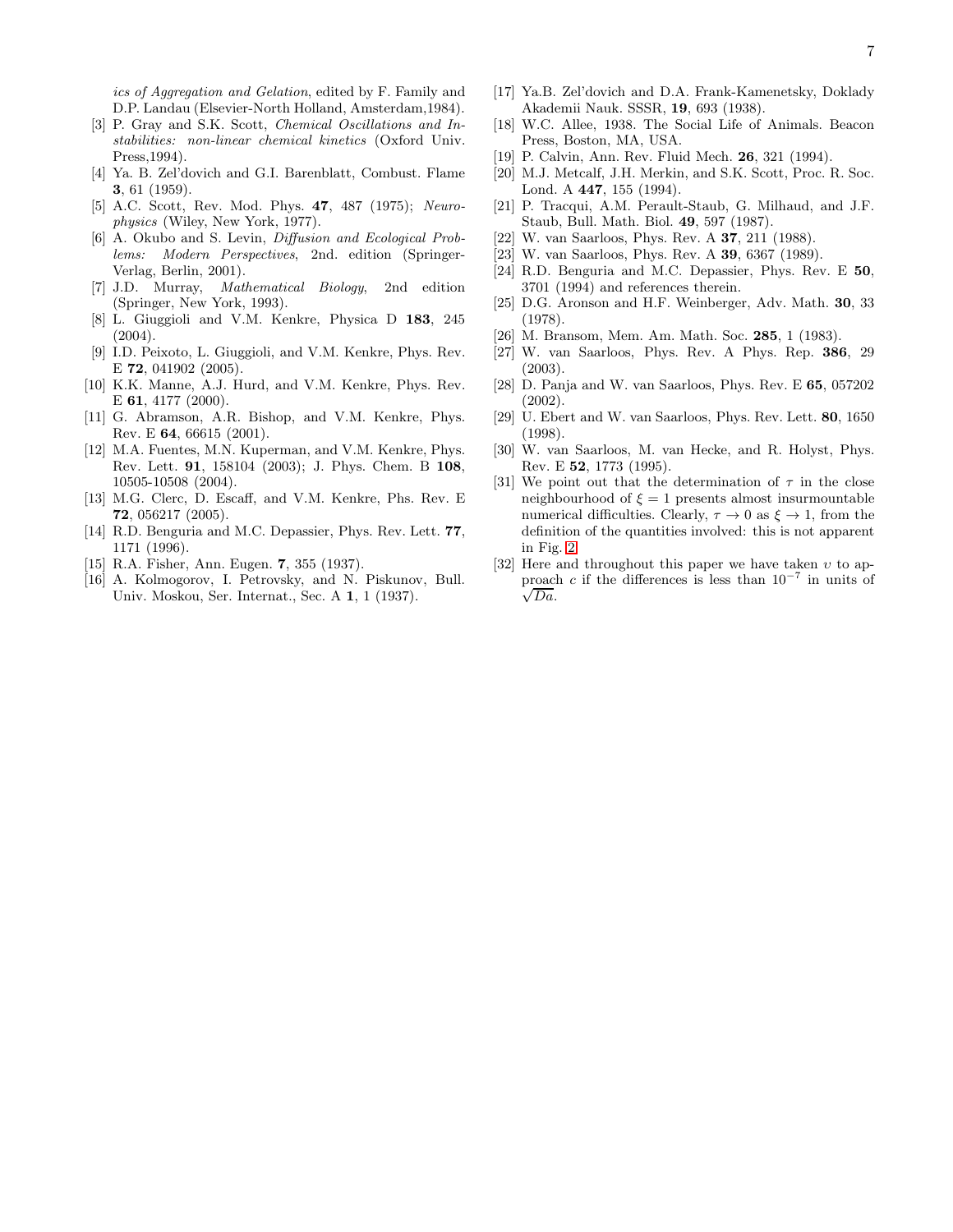*ics of Aggregation and Gelation*, edited by F. Family and D.P. Landau (Elsevier-North Holland, Amsterdam,1984).

[3] P. Gray and S.K. Scott, *Chemical Oscillations and Instabilities: non-linear chemical kinetics* (Oxford Univ. Press,1994).

[4] Ya. B. Zel'dovich and G.I. Barenblatt, Combust. Flame **3**, 61 (1959).

[5] A.C. Scott, Rev. Mod. Phys. **47**, 487 (1975); *Neurophysics* (Wiley, New York, 1977).

[6] A. Okubo and S. Levin, *Diffusion and Ecological Problems: Modern Perspectives*, 2nd. edition (Springer-Verlag, Berlin, 2001).

[7] J.D. Murray, *Mathematical Biology*, 2nd edition (Springer, New York, 1993).

[8] L. Giuggioli and V.M. Kenkre, Physica D **183**, 245 (2004).

[9] I.D. Peixoto, L. Giuggioli, and V.M. Kenkre, Phys. Rev. E **72**, 041902 (2005).

[10] K.K. Manne, A.J. Hurd, and V.M. Kenkre, Phys. Rev. E **61**, 4177 (2000).

[11] G. Abramson, A.R. Bishop, and V.M. Kenkre, Phys. Rev. E **64**, 66615 (2001).

[12] M.A. Fuentes, M.N. Kuperman, and V.M. Kenkre, Phys. Rev. Lett. **91**, 158104 (2003); J. Phys. Chem. B **108**, 10505-10508 (2004).

[13] M.G. Clerc, D. Escaff, and V.M. Kenkre, Phs. Rev. E **72**, 056217 (2005).

[14] R.D. Benguria and M.C. Depassier, Phys. Rev. Lett. **77**, 1171 (1996).

[15] R.A. Fisher, Ann. Eugen. **7**, 355 (1937).

[16] A. Kolmogorov, I. Petrovsky, and N. Piskunov, Bull. Univ. Moskou, Ser. Internat., Sec. A **1**, 1 (1937).

[17] Ya.B. Zel'dovich and D.A. Frank-Kamenetsky, Doklady Akademii Nauk. SSSR, **19**, 693 (1938).

[18] W.C. Allee, 1938. The Social Life of Animals. Beacon Press, Boston, MA, USA.

[19] P. Calvin, Ann. Rev. Fluid Mech. **26**, 321 (1994).

[20] M.J. Metcalf, J.H. Merkin, and S.K. Scott, Proc. R. Soc. Lond. A **447**, 155 (1994).

[21] P. Tracqui, A.M. Perault-Staub, G. Milhaud, and J.F. Staub, Bull. Math. Biol. **49**, 597 (1987).

[22] W. van Saarloos, Phys. Rev. A **37**, 211 (1988).

[23] W. van Saarloos, Phys. Rev. A **39**, 6367 (1989).

[24] R.D. Benguria and M.C. Depassier, Phys. Rev. E **50**, 3701 (1994) and references therein.

[25] D.G. Aronson and H.F. Weinberger, Adv. Math. **30**, 33 (1978).

[26] M. Bransom, Mem. Am. Math. Soc. **285**, 1 (1983).

[27] W. van Saarloos, Phys. Rev. A Phys. Rep. **386**, 29 (2003).

[28] D. Panja and W. van Saarloos, Phys. Rev. E **65**, 057202 (2002).

[29] U. Ebert and W. van Saarloos, Phys. Rev. Lett. **80**, 1650 (1998).

[30] W. van Saarloos, M. van Hecke, and R. Holyst, Phys. Rev. E **52**, 1773 (1995).

[31] We point out that the determination of $\tau$ in the close neighbourhood of $\xi = 1$ presents almost insurmountable numerical difficulties. Clearly, $\tau \to 0$ as $\xi \to 1$, from the definition of the quantities involved: this is not apparent in Fig. 2

[32] Here and throughout this paper we have taken $v$ to approach $c$ if the differences is less than $10^{-7}$ in units of $\sqrt{Da}$.